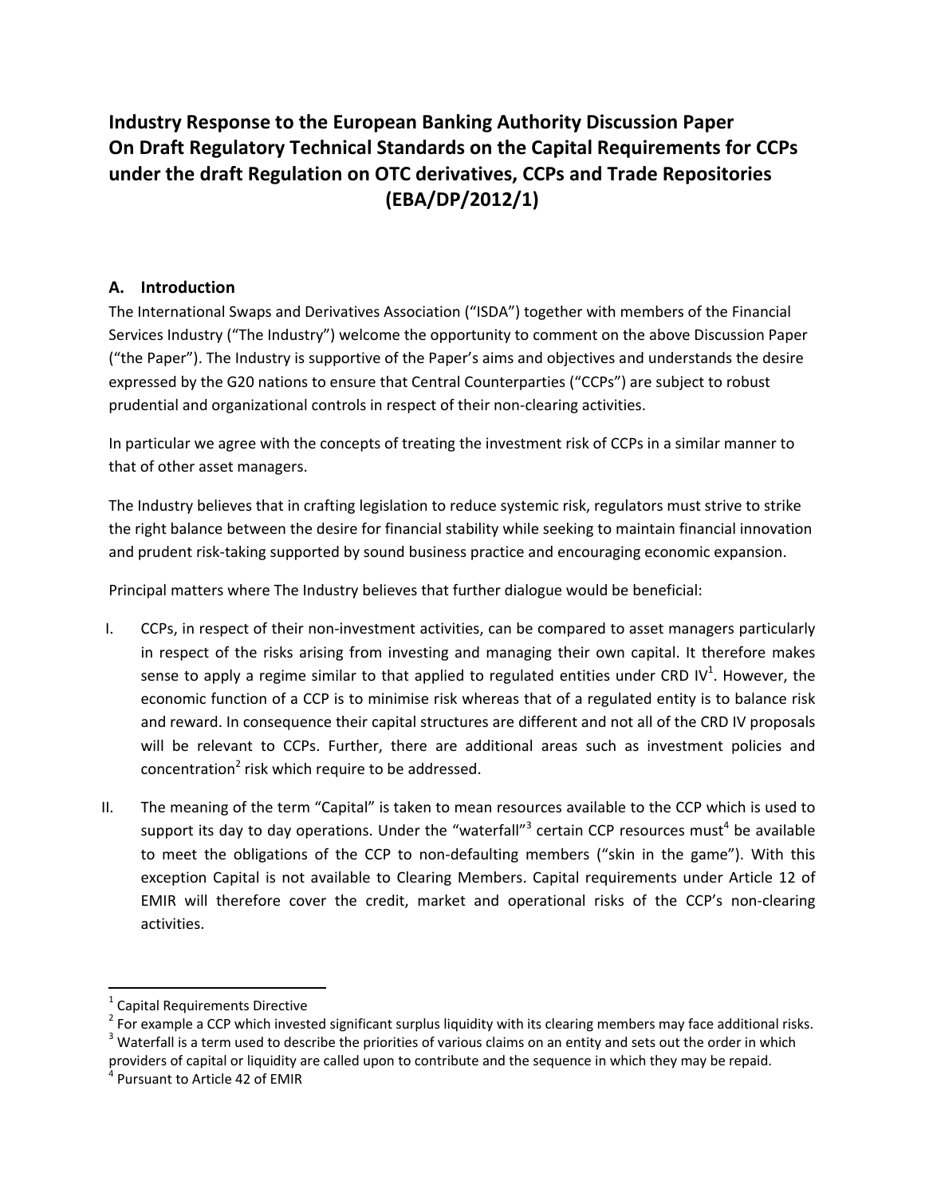# Industry Response to the European Banking Authority Discussion Paper On Draft Regulatory Technical Standards on the Capital Requirements for CCPs under the draft Regulation on OTC derivatives, CCPs and Trade Repositories (EBA/DP/2012/1)

## A. Introduction

The International Swaps and Derivatives Association ("ISDA") together with members of the Financial Services Industry ("The Industry") welcome the opportunity to comment on the above Discussion Paper ("the Paper"). The Industry is supportive of the Paper's aims and objectives and understands the desire expressed by the G20 nations to ensure that Central Counterparties ("CCPs") are subject to robust prudential and organizational controls in respect of their non-clearing activities.

In particular we agree with the concepts of treating the investment risk of CCPs in a similar manner to that of other asset managers.

The Industry believes that in crafting legislation to reduce systemic risk, regulators must strive to strike the right balance between the desire for financial stability while seeking to maintain financial innovation and prudent risk-taking supported by sound business practice and encouraging economic expansion.

Principal matters where The Industry believes that further dialogue would be beneficial:

I. CCPs, in respect of their non-investment activities, can be compared to asset managers particularly in respect of the risks arising from investing and managing their own capital. It therefore makes sense to apply a regime similar to that applied to regulated entities under CRD IV[1]. However, the economic function of a CCP is to minimise risk whereas that of a regulated entity is to balance risk and reward. In consequence their capital structures are different and not all of the CRD IV proposals will be relevant to CCPs. Further, there are additional areas such as investment policies and concentration[2] risk which require to be addressed.

II. The meaning of the term "Capital" is taken to mean resources available to the CCP which is used to support its day to day operations. Under the "waterfall"[3] certain CCP resources must[4] be available to meet the obligations of the CCP to non-defaulting members ("skin in the game"). With this exception Capital is not available to Clearing Members. Capital requirements under Article 12 of EMIR will therefore cover the credit, market and operational risks of the CCP's non-clearing activities.

---

[1] Capital Requirements Directive

[2] For example a CCP which invested significant surplus liquidity with its clearing members may face additional risks.

[3] Waterfall is a term used to describe the priorities of various claims on an entity and sets out the order in which providers of capital or liquidity are called upon to contribute and the sequence in which they may be repaid.

[4] Pursuant to Article 42 of EMIR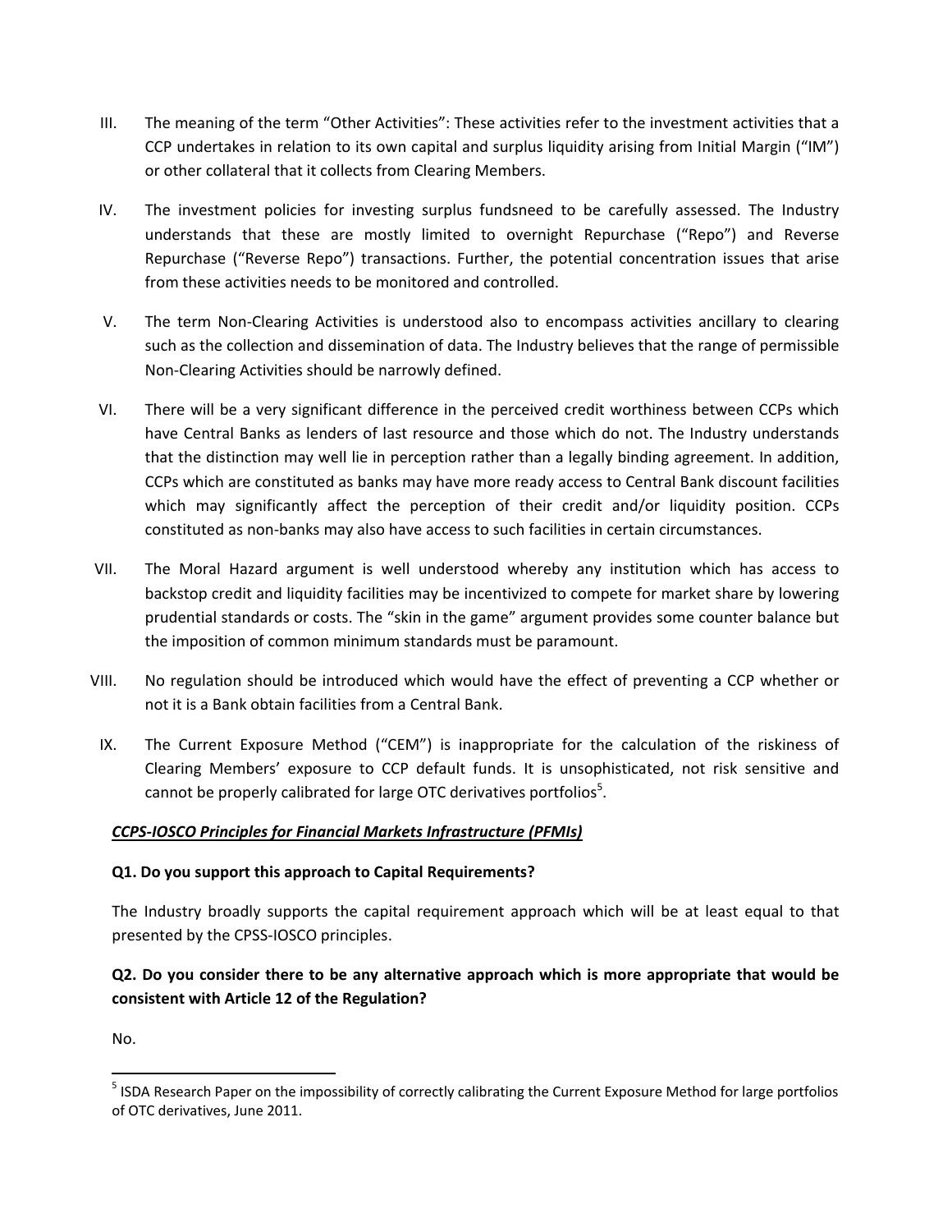III. The meaning of the term "Other Activities": These activities refer to the investment activities that a CCP undertakes in relation to its own capital and surplus liquidity arising from Initial Margin ("IM") or other collateral that it collects from Clearing Members.

IV. The investment policies for investing surplus fundsneed to be carefully assessed. The Industry understands that these are mostly limited to overnight Repurchase ("Repo") and Reverse Repurchase ("Reverse Repo") transactions. Further, the potential concentration issues that arise from these activities needs to be monitored and controlled.

V. The term Non-Clearing Activities is understood also to encompass activities ancillary to clearing such as the collection and dissemination of data. The Industry believes that the range of permissible Non-Clearing Activities should be narrowly defined.

VI. There will be a very significant difference in the perceived credit worthiness between CCPs which have Central Banks as lenders of last resource and those which do not. The Industry understands that the distinction may well lie in perception rather than a legally binding agreement. In addition, CCPs which are constituted as banks may have more ready access to Central Bank discount facilities which may significantly affect the perception of their credit and/or liquidity position. CCPs constituted as non-banks may also have access to such facilities in certain circumstances.

VII. The Moral Hazard argument is well understood whereby any institution which has access to backstop credit and liquidity facilities may be incentivized to compete for market share by lowering prudential standards or costs. The "skin in the game" argument provides some counter balance but the imposition of common minimum standards must be paramount.

VIII. No regulation should be introduced which would have the effect of preventing a CCP whether or not it is a Bank obtain facilities from a Central Bank.

IX. The Current Exposure Method ("CEM") is inappropriate for the calculation of the riskiness of Clearing Members' exposure to CCP default funds. It is unsophisticated, not risk sensitive and cannot be properly calibrated for large OTC derivatives portfolios[5].

***<u>CCPS-IOSCO Principles for Financial Markets Infrastructure (PFMIs)</u>***

**Q1. Do you support this approach to Capital Requirements?**

The Industry broadly supports the capital requirement approach which will be at least equal to that presented by the CPSS-IOSCO principles.

**Q2. Do you consider there to be any alternative approach which is more appropriate that would be consistent with Article 12 of the Regulation?**

No.

---

[5] ISDA Research Paper on the impossibility of correctly calibrating the Current Exposure Method for large portfolios of OTC derivatives, June 2011.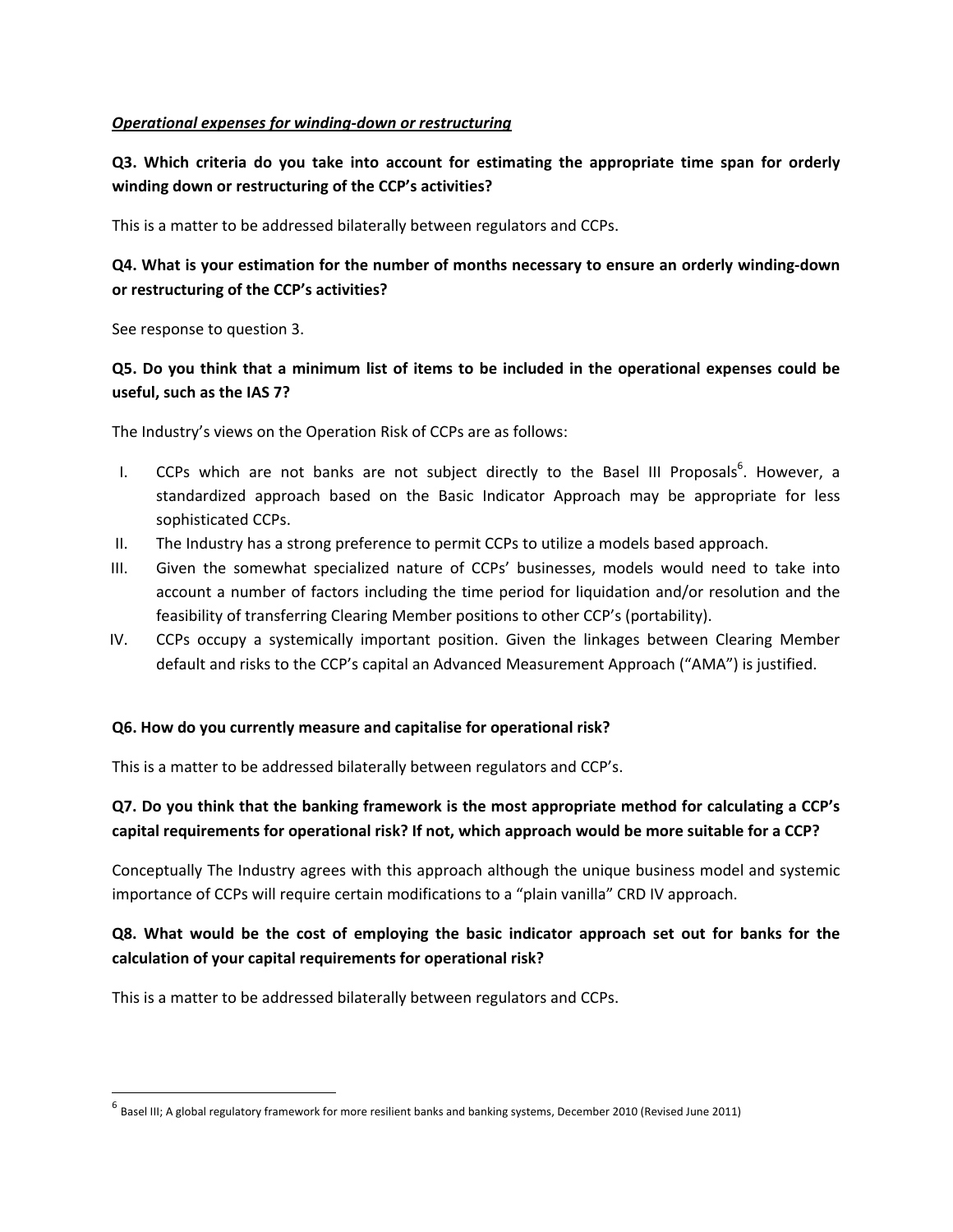***Operational expenses for winding-down or restructuring***

**Q3. Which criteria do you take into account for estimating the appropriate time span for orderly winding down or restructuring of the CCP's activities?**

This is a matter to be addressed bilaterally between regulators and CCPs.

**Q4. What is your estimation for the number of months necessary to ensure an orderly winding-down or restructuring of the CCP's activities?**

See response to question 3.

**Q5. Do you think that a minimum list of items to be included in the operational expenses could be useful, such as the IAS 7?**

The Industry's views on the Operation Risk of CCPs are as follows:

I. CCPs which are not banks are not subject directly to the Basel III Proposals[6]. However, a standardized approach based on the Basic Indicator Approach may be appropriate for less sophisticated CCPs.

II. The Industry has a strong preference to permit CCPs to utilize a models based approach.

III. Given the somewhat specialized nature of CCPs' businesses, models would need to take into account a number of factors including the time period for liquidation and/or resolution and the feasibility of transferring Clearing Member positions to other CCP's (portability).

IV. CCPs occupy a systemically important position. Given the linkages between Clearing Member default and risks to the CCP's capital an Advanced Measurement Approach ("AMA") is justified.

**Q6. How do you currently measure and capitalise for operational risk?**

This is a matter to be addressed bilaterally between regulators and CCP's.

**Q7. Do you think that the banking framework is the most appropriate method for calculating a CCP's capital requirements for operational risk? If not, which approach would be more suitable for a CCP?**

Conceptually The Industry agrees with this approach although the unique business model and systemic importance of CCPs will require certain modifications to a "plain vanilla" CRD IV approach.

**Q8. What would be the cost of employing the basic indicator approach set out for banks for the calculation of your capital requirements for operational risk?**

This is a matter to be addressed bilaterally between regulators and CCPs.

[6] Basel III; A global regulatory framework for more resilient banks and banking systems, December 2010 (Revised June 2011)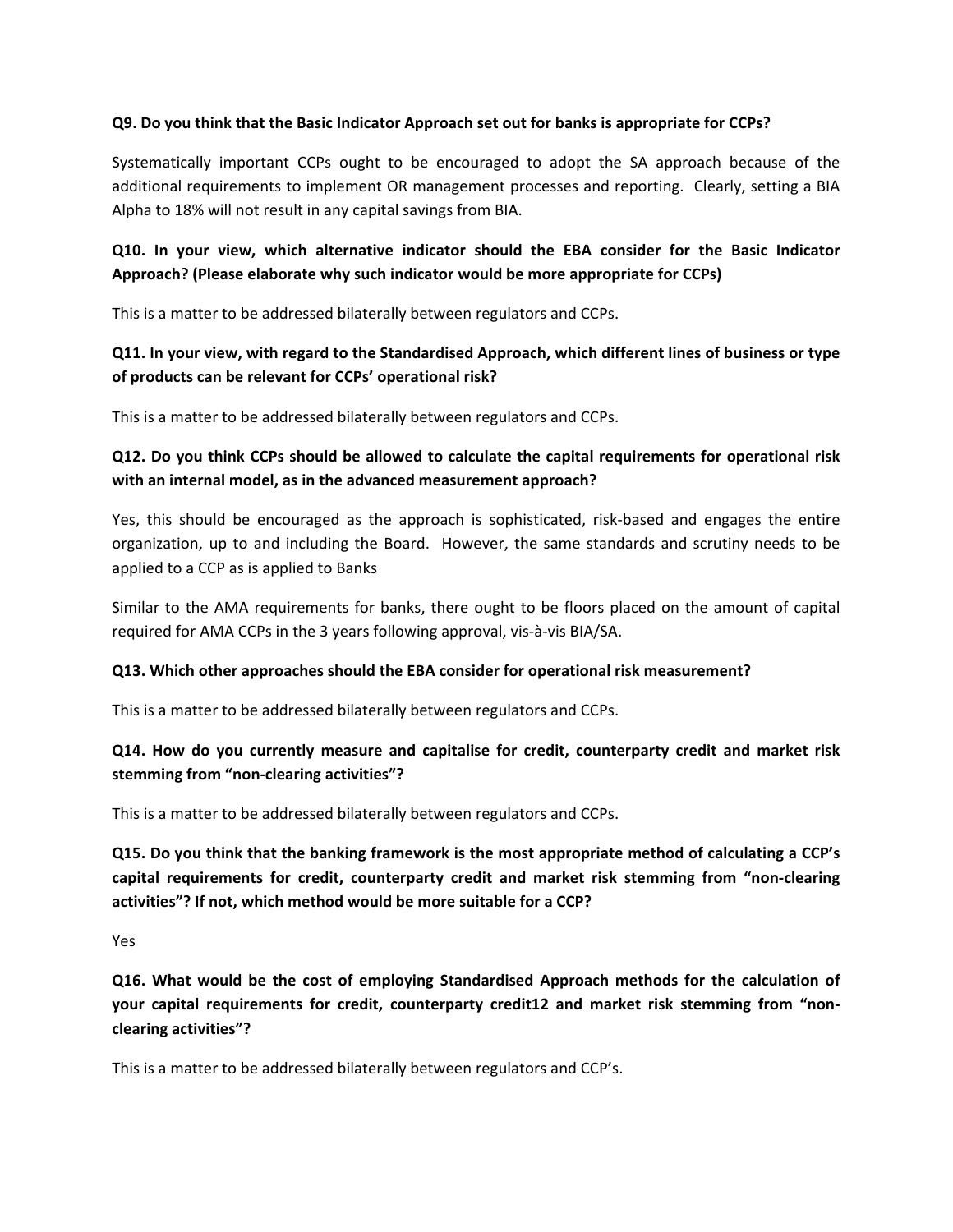**Q9. Do you think that the Basic Indicator Approach set out for banks is appropriate for CCPs?**

Systematically important CCPs ought to be encouraged to adopt the SA approach because of the additional requirements to implement OR management processes and reporting. Clearly, setting a BIA Alpha to 18% will not result in any capital savings from BIA.

**Q10. In your view, which alternative indicator should the EBA consider for the Basic Indicator Approach? (Please elaborate why such indicator would be more appropriate for CCPs)**

This is a matter to be addressed bilaterally between regulators and CCPs.

**Q11. In your view, with regard to the Standardised Approach, which different lines of business or type of products can be relevant for CCPs' operational risk?**

This is a matter to be addressed bilaterally between regulators and CCPs.

**Q12. Do you think CCPs should be allowed to calculate the capital requirements for operational risk with an internal model, as in the advanced measurement approach?**

Yes, this should be encouraged as the approach is sophisticated, risk-based and engages the entire organization, up to and including the Board. However, the same standards and scrutiny needs to be applied to a CCP as is applied to Banks

Similar to the AMA requirements for banks, there ought to be floors placed on the amount of capital required for AMA CCPs in the 3 years following approval, vis-à-vis BIA/SA.

**Q13. Which other approaches should the EBA consider for operational risk measurement?**

This is a matter to be addressed bilaterally between regulators and CCPs.

**Q14. How do you currently measure and capitalise for credit, counterparty credit and market risk stemming from "non-clearing activities"?**

This is a matter to be addressed bilaterally between regulators and CCPs.

**Q15. Do you think that the banking framework is the most appropriate method of calculating a CCP's capital requirements for credit, counterparty credit and market risk stemming from "non-clearing activities"? If not, which method would be more suitable for a CCP?**

Yes

**Q16. What would be the cost of employing Standardised Approach methods for the calculation of your capital requirements for credit, counterparty credit[12] and market risk stemming from "non-clearing activities"?**

This is a matter to be addressed bilaterally between regulators and CCP's.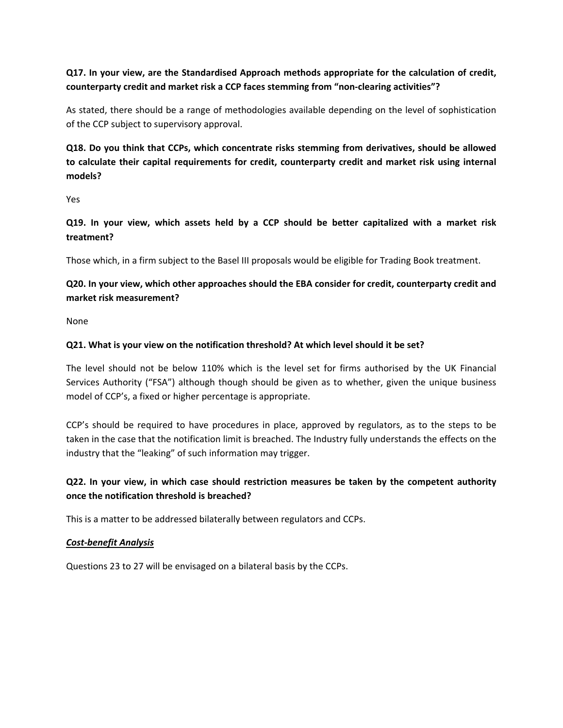**Q17. In your view, are the Standardised Approach methods appropriate for the calculation of credit, counterparty credit and market risk a CCP faces stemming from "non-clearing activities"?**

As stated, there should be a range of methodologies available depending on the level of sophistication of the CCP subject to supervisory approval.

**Q18. Do you think that CCPs, which concentrate risks stemming from derivatives, should be allowed to calculate their capital requirements for credit, counterparty credit and market risk using internal models?**

Yes

**Q19. In your view, which assets held by a CCP should be better capitalized with a market risk treatment?**

Those which, in a firm subject to the Basel III proposals would be eligible for Trading Book treatment.

**Q20. In your view, which other approaches should the EBA consider for credit, counterparty credit and market risk measurement?**

None

**Q21. What is your view on the notification threshold? At which level should it be set?**

The level should not be below 110% which is the level set for firms authorised by the UK Financial Services Authority ("FSA") although though should be given as to whether, given the unique business model of CCP's, a fixed or higher percentage is appropriate.

CCP's should be required to have procedures in place, approved by regulators, as to the steps to be taken in the case that the notification limit is breached. The Industry fully understands the effects on the industry that the "leaking" of such information may trigger.

**Q22. In your view, in which case should restriction measures be taken by the competent authority once the notification threshold is breached?**

This is a matter to be addressed bilaterally between regulators and CCPs.

***Cost-benefit Analysis***

Questions 23 to 27 will be envisaged on a bilateral basis by the CCPs.